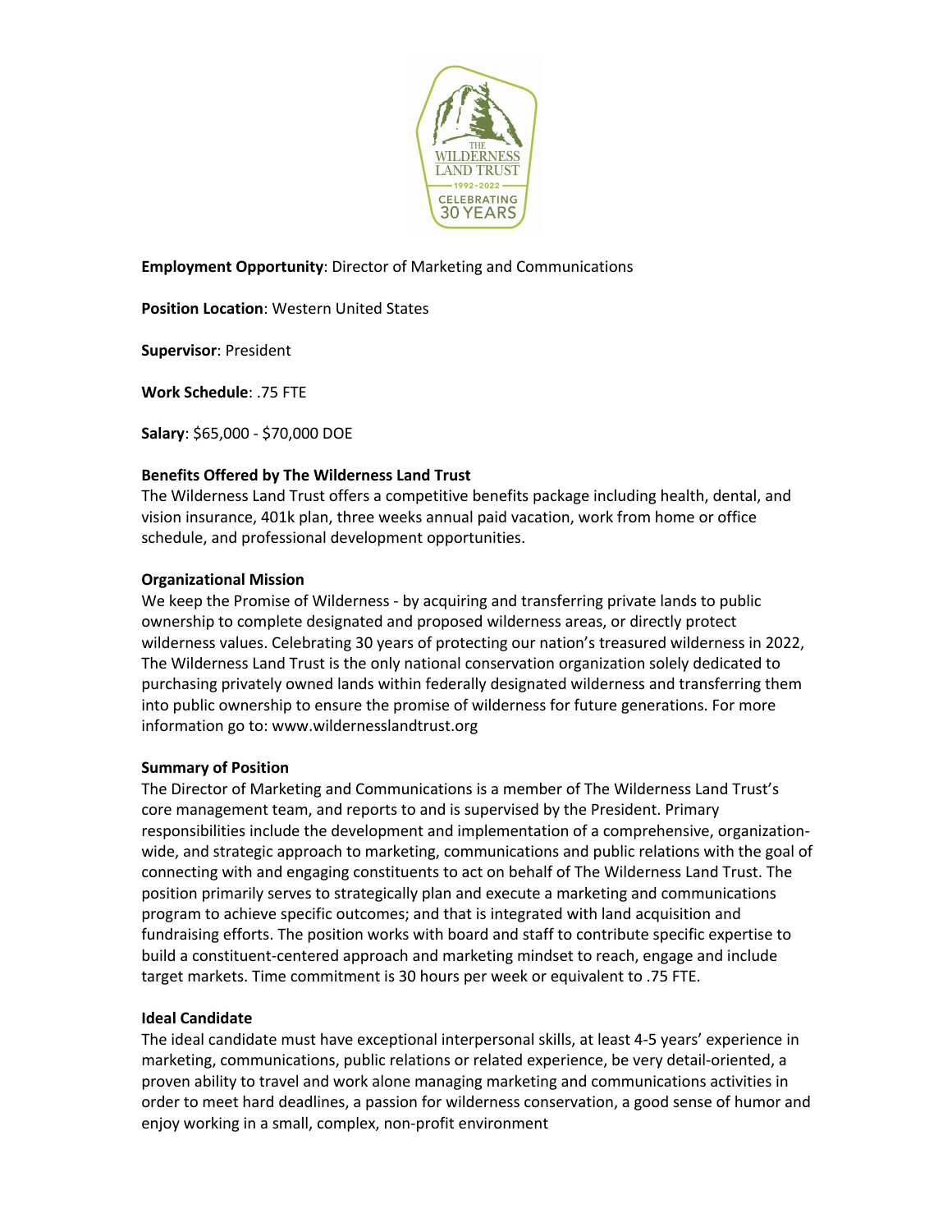**Employment Opportunity**: Director of Marketing and Communications

**Position Location**: Western United States

**Supervisor**: President

**Work Schedule**: .75 FTE

**Salary**: $65,000 - $70,000 DOE

**Benefits Offered by The Wilderness Land Trust**

The Wilderness Land Trust offers a competitive benefits package including health, dental, and vision insurance, 401k plan, three weeks annual paid vacation, work from home or office schedule, and professional development opportunities.

**Organizational Mission**

We keep the Promise of Wilderness - by acquiring and transferring private lands to public ownership to complete designated and proposed wilderness areas, or directly protect wilderness values. Celebrating 30 years of protecting our nation's treasured wilderness in 2022, The Wilderness Land Trust is the only national conservation organization solely dedicated to purchasing privately owned lands within federally designated wilderness and transferring them into public ownership to ensure the promise of wilderness for future generations. For more information go to: www.wildernesslandtrust.org

**Summary of Position**

The Director of Marketing and Communications is a member of The Wilderness Land Trust's core management team, and reports to and is supervised by the President. Primary responsibilities include the development and implementation of a comprehensive, organization-wide, and strategic approach to marketing, communications and public relations with the goal of connecting with and engaging constituents to act on behalf of The Wilderness Land Trust. The position primarily serves to strategically plan and execute a marketing and communications program to achieve specific outcomes; and that is integrated with land acquisition and fundraising efforts. The position works with board and staff to contribute specific expertise to build a constituent-centered approach and marketing mindset to reach, engage and include target markets. Time commitment is 30 hours per week or equivalent to .75 FTE.

**Ideal Candidate**

The ideal candidate must have exceptional interpersonal skills, at least 4-5 years' experience in marketing, communications, public relations or related experience, be very detail-oriented, a proven ability to travel and work alone managing marketing and communications activities in order to meet hard deadlines, a passion for wilderness conservation, a good sense of humor and enjoy working in a small, complex, non-profit environment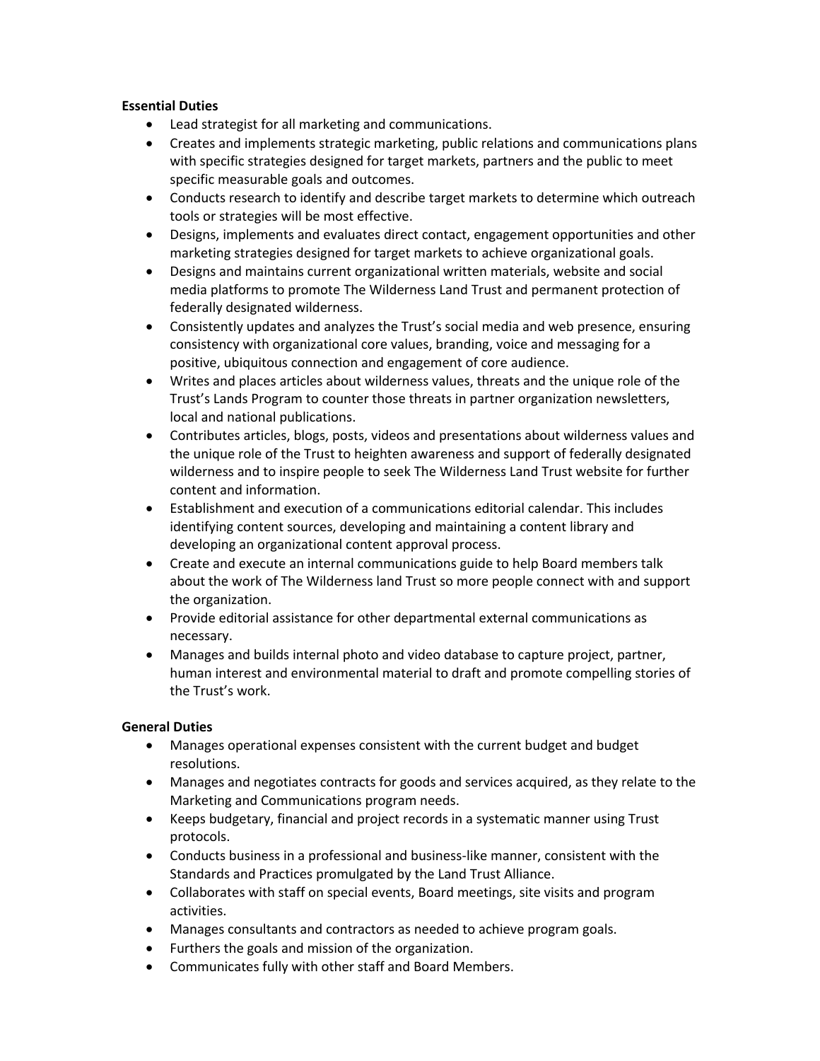**Essential Duties**

- Lead strategist for all marketing and communications.
- Creates and implements strategic marketing, public relations and communications plans with specific strategies designed for target markets, partners and the public to meet specific measurable goals and outcomes.
- Conducts research to identify and describe target markets to determine which outreach tools or strategies will be most effective.
- Designs, implements and evaluates direct contact, engagement opportunities and other marketing strategies designed for target markets to achieve organizational goals.
- Designs and maintains current organizational written materials, website and social media platforms to promote The Wilderness Land Trust and permanent protection of federally designated wilderness.
- Consistently updates and analyzes the Trust's social media and web presence, ensuring consistency with organizational core values, branding, voice and messaging for a positive, ubiquitous connection and engagement of core audience.
- Writes and places articles about wilderness values, threats and the unique role of the Trust's Lands Program to counter those threats in partner organization newsletters, local and national publications.
- Contributes articles, blogs, posts, videos and presentations about wilderness values and the unique role of the Trust to heighten awareness and support of federally designated wilderness and to inspire people to seek The Wilderness Land Trust website for further content and information.
- Establishment and execution of a communications editorial calendar. This includes identifying content sources, developing and maintaining a content library and developing an organizational content approval process.
- Create and execute an internal communications guide to help Board members talk about the work of The Wilderness land Trust so more people connect with and support the organization.
- Provide editorial assistance for other departmental external communications as necessary.
- Manages and builds internal photo and video database to capture project, partner, human interest and environmental material to draft and promote compelling stories of the Trust's work.

**General Duties**

- Manages operational expenses consistent with the current budget and budget resolutions.
- Manages and negotiates contracts for goods and services acquired, as they relate to the Marketing and Communications program needs.
- Keeps budgetary, financial and project records in a systematic manner using Trust protocols.
- Conducts business in a professional and business-like manner, consistent with the Standards and Practices promulgated by the Land Trust Alliance.
- Collaborates with staff on special events, Board meetings, site visits and program activities.
- Manages consultants and contractors as needed to achieve program goals.
- Furthers the goals and mission of the organization.
- Communicates fully with other staff and Board Members.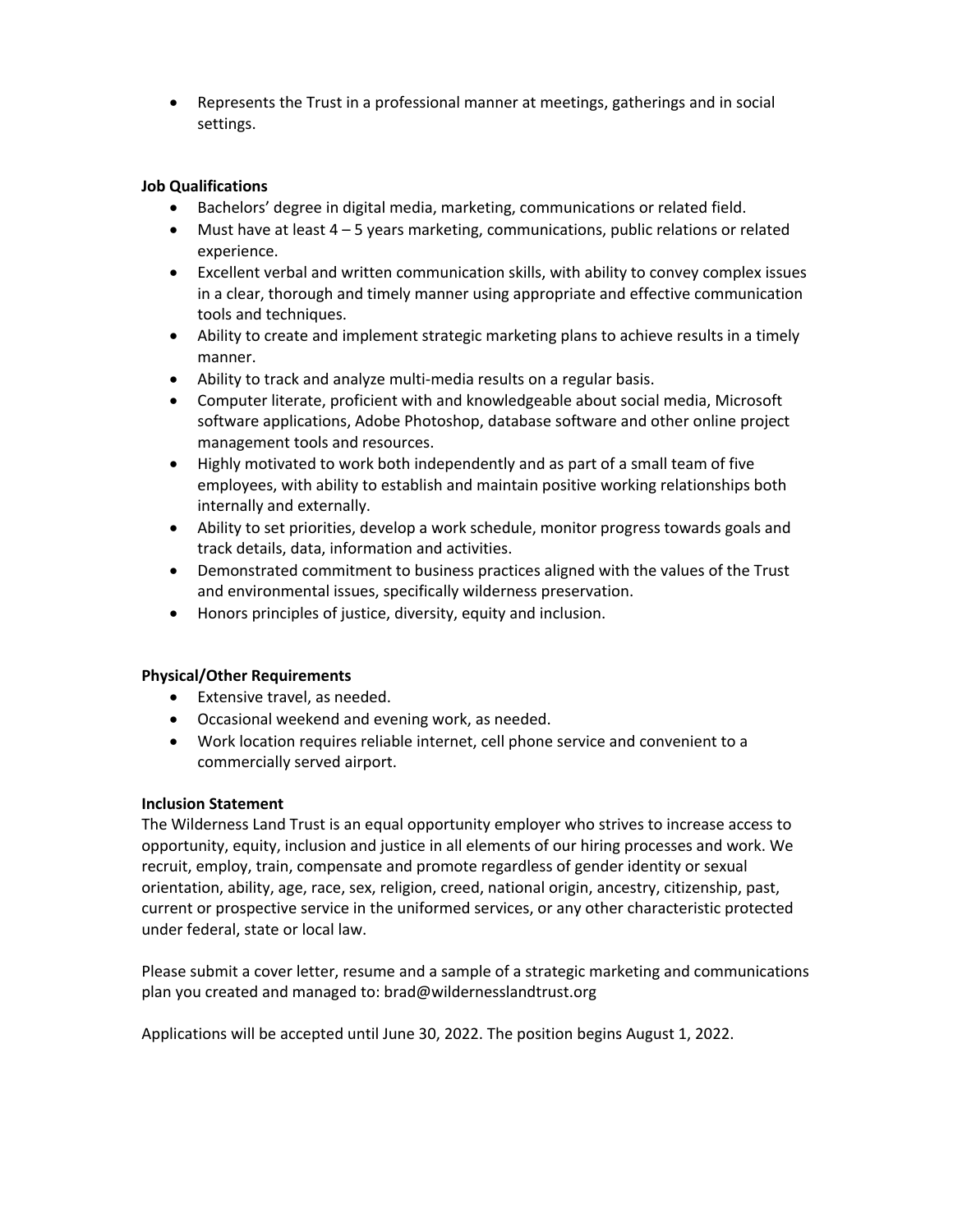- Represents the Trust in a professional manner at meetings, gatherings and in social settings.

**Job Qualifications**

- Bachelors' degree in digital media, marketing, communications or related field.
- Must have at least 4 – 5 years marketing, communications, public relations or related experience.
- Excellent verbal and written communication skills, with ability to convey complex issues in a clear, thorough and timely manner using appropriate and effective communication tools and techniques.
- Ability to create and implement strategic marketing plans to achieve results in a timely manner.
- Ability to track and analyze multi-media results on a regular basis.
- Computer literate, proficient with and knowledgeable about social media, Microsoft software applications, Adobe Photoshop, database software and other online project management tools and resources.
- Highly motivated to work both independently and as part of a small team of five employees, with ability to establish and maintain positive working relationships both internally and externally.
- Ability to set priorities, develop a work schedule, monitor progress towards goals and track details, data, information and activities.
- Demonstrated commitment to business practices aligned with the values of the Trust and environmental issues, specifically wilderness preservation.
- Honors principles of justice, diversity, equity and inclusion.

**Physical/Other Requirements**

- Extensive travel, as needed.
- Occasional weekend and evening work, as needed.
- Work location requires reliable internet, cell phone service and convenient to a commercially served airport.

**Inclusion Statement**

The Wilderness Land Trust is an equal opportunity employer who strives to increase access to opportunity, equity, inclusion and justice in all elements of our hiring processes and work. We recruit, employ, train, compensate and promote regardless of gender identity or sexual orientation, ability, age, race, sex, religion, creed, national origin, ancestry, citizenship, past, current or prospective service in the uniformed services, or any other characteristic protected under federal, state or local law.

Please submit a cover letter, resume and a sample of a strategic marketing and communications plan you created and managed to: brad@wildernesslandtrust.org

Applications will be accepted until June 30, 2022. The position begins August 1, 2022.